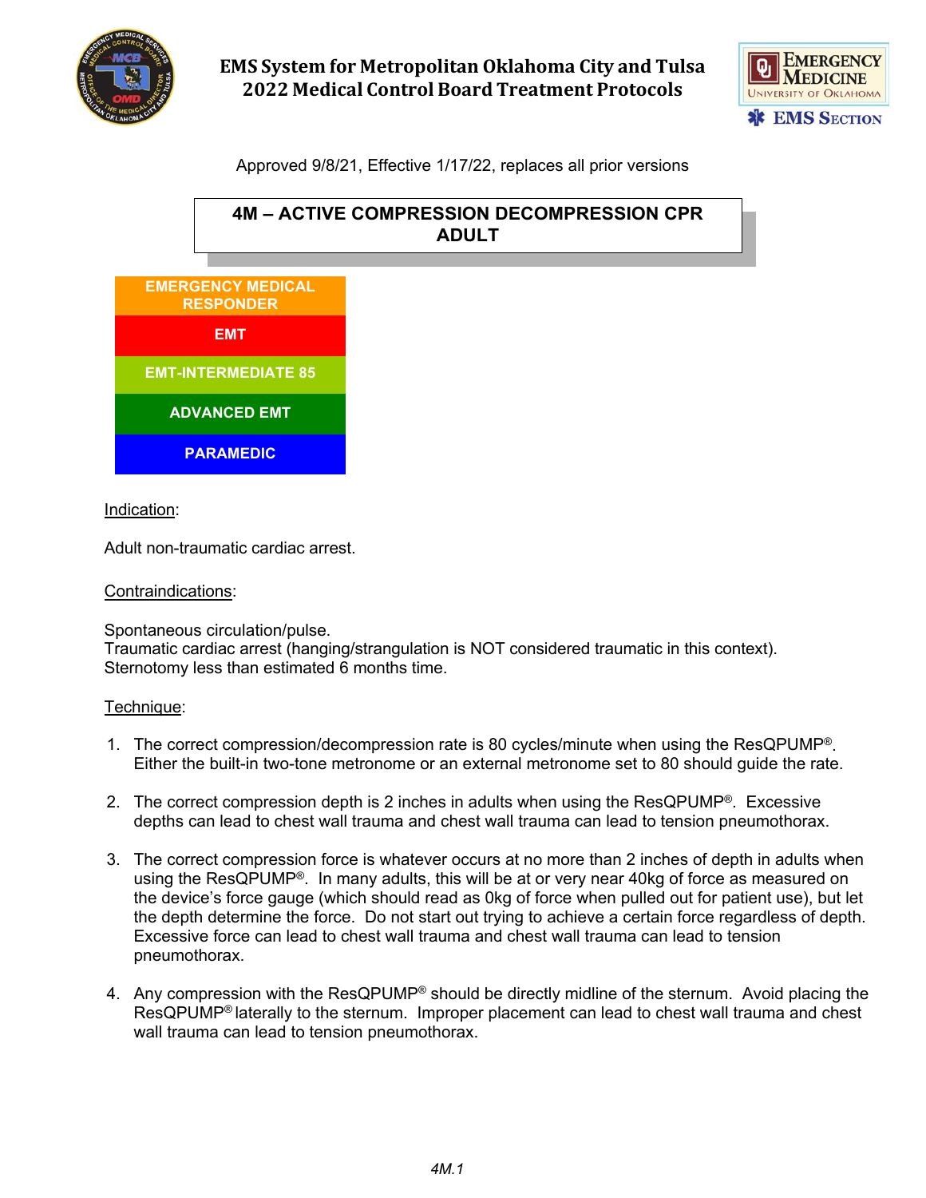# EMS System for Metropolitan Oklahoma City and Tulsa
# 2022 Medical Control Board Treatment Protocols

Approved 9/8/21, Effective 1/17/22, replaces all prior versions

## 4M – ACTIVE COMPRESSION DECOMPRESSION CPR ADULT

- EMERGENCY MEDICAL RESPONDER
- EMT
- EMT-INTERMEDIATE 85
- ADVANCED EMT
- PARAMEDIC

Indication:

Adult non-traumatic cardiac arrest.

Contraindications:

Spontaneous circulation/pulse.
Traumatic cardiac arrest (hanging/strangulation is NOT considered traumatic in this context).
Sternotomy less than estimated 6 months time.

Technique:

1. The correct compression/decompression rate is 80 cycles/minute when using the ResQPUMP®. Either the built-in two-tone metronome or an external metronome set to 80 should guide the rate.

2. The correct compression depth is 2 inches in adults when using the ResQPUMP®. Excessive depths can lead to chest wall trauma and chest wall trauma can lead to tension pneumothorax.

3. The correct compression force is whatever occurs at no more than 2 inches of depth in adults when using the ResQPUMP®. In many adults, this will be at or very near 40kg of force as measured on the device's force gauge (which should read as 0kg of force when pulled out for patient use), but let the depth determine the force. Do not start out trying to achieve a certain force regardless of depth. Excessive force can lead to chest wall trauma and chest wall trauma can lead to tension pneumothorax.

4. Any compression with the ResQPUMP® should be directly midline of the sternum. Avoid placing the ResQPUMP® laterally to the sternum. Improper placement can lead to chest wall trauma and chest wall trauma can lead to tension pneumothorax.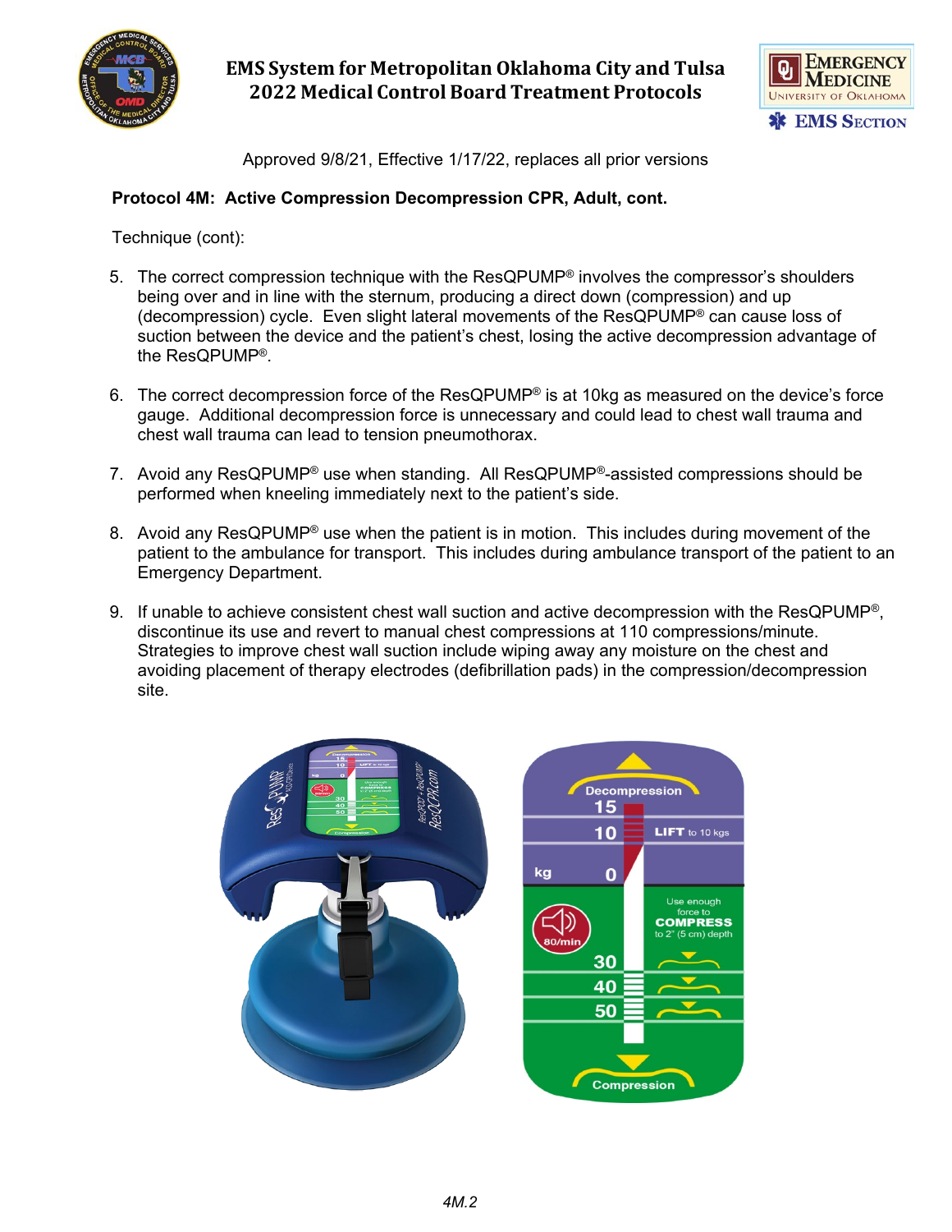## Protocol 4M: Active Compression Decompression CPR, Adult, cont.

Technique (cont):

5. The correct compression technique with the ResQPUMP® involves the compressor's shoulders being over and in line with the sternum, producing a direct down (compression) and up (decompression) cycle. Even slight lateral movements of the ResQPUMP® can cause loss of suction between the device and the patient's chest, losing the active decompression advantage of the ResQPUMP®.

6. The correct decompression force of the ResQPUMP® is at 10kg as measured on the device's force gauge. Additional decompression force is unnecessary and could lead to chest wall trauma and chest wall trauma can lead to tension pneumothorax.

7. Avoid any ResQPUMP® use when standing. All ResQPUMP®-assisted compressions should be performed when kneeling immediately next to the patient's side.

8. Avoid any ResQPUMP® use when the patient is in motion. This includes during movement of the patient to the ambulance for transport. This includes during ambulance transport of the patient to an Emergency Department.

9. If unable to achieve consistent chest wall suction and active decompression with the ResQPUMP®, discontinue its use and revert to manual chest compressions at 110 compressions/minute. Strategies to improve chest wall suction include wiping away any moisture on the chest and avoiding placement of therapy electrodes (defibrillation pads) in the compression/decompression site.

Decompression
15
10
LIFT to 10 kgs
kg
0
80/min
Use enough force to COMPRESS to 2" (5 cm) depth
30
40
50
Compression